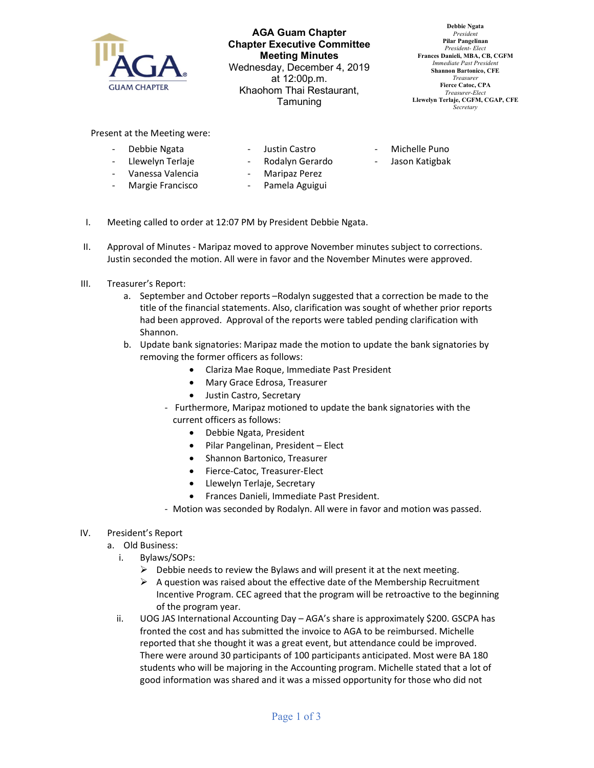**AGA Guam Chapter**
**Chapter Executive Committee**
**Meeting Minutes**
Wednesday, December 4, 2019
at 12:00p.m.
Khaohom Thai Restaurant,
Tamuning

**Debbie Ngata**
*President*
**Pilar Pangelinan**
*President- Elect*
**Frances Danieli, MBA, CB, CGFM**
*Immediate Past President*
**Shannon Bartonico, CFE**
*Treasurer*
**Fierce Catoc, CPA**
*Treasurer-Elect*
**Llewelyn Terlaje, CGFM, CGAP, CFE**
*Secretary*

Present at the Meeting were:

- Debbie Ngata
- Llewelyn Terlaje
- Vanessa Valencia
- Margie Francisco
- Justin Castro
- Rodalyn Gerardo
- Maripaz Perez
- Pamela Aguigui
- Michelle Puno
- Jason Katigbak

I. Meeting called to order at 12:07 PM by President Debbie Ngata.

II. Approval of Minutes - Maripaz moved to approve November minutes subject to corrections. Justin seconded the motion. All were in favor and the November Minutes were approved.

III. Treasurer's Report:
   a. September and October reports –Rodalyn suggested that a correction be made to the title of the financial statements. Also, clarification was sought of whether prior reports had been approved. Approval of the reports were tabled pending clarification with Shannon.
   b. Update bank signatories: Maripaz made the motion to update the bank signatories by removing the former officers as follows:
      - Clariza Mae Roque, Immediate Past President
      - Mary Grace Edrosa, Treasurer
      - Justin Castro, Secretary

   - Furthermore, Maripaz motioned to update the bank signatories with the current officers as follows:
      - Debbie Ngata, President
      - Pilar Pangelinan, President – Elect
      - Shannon Bartonico, Treasurer
      - Fierce-Catoc, Treasurer-Elect
      - Llewelyn Terlaje, Secretary
      - Frances Danieli, Immediate Past President.
   - Motion was seconded by Rodalyn. All were in favor and motion was passed.

IV. President's Report
   a. Old Business:
      i. Bylaws/SOPs:
         - Debbie needs to review the Bylaws and will present it at the next meeting.
         - A question was raised about the effective date of the Membership Recruitment Incentive Program. CEC agreed that the program will be retroactive to the beginning of the program year.
      ii. UOG JAS International Accounting Day – AGA's share is approximately $200. GSCPA has fronted the cost and has submitted the invoice to AGA to be reimbursed. Michelle reported that she thought it was a great event, but attendance could be improved. There were around 30 participants of 100 participants anticipated. Most were BA 180 students who will be majoring in the Accounting program. Michelle stated that a lot of good information was shared and it was a missed opportunity for those who did not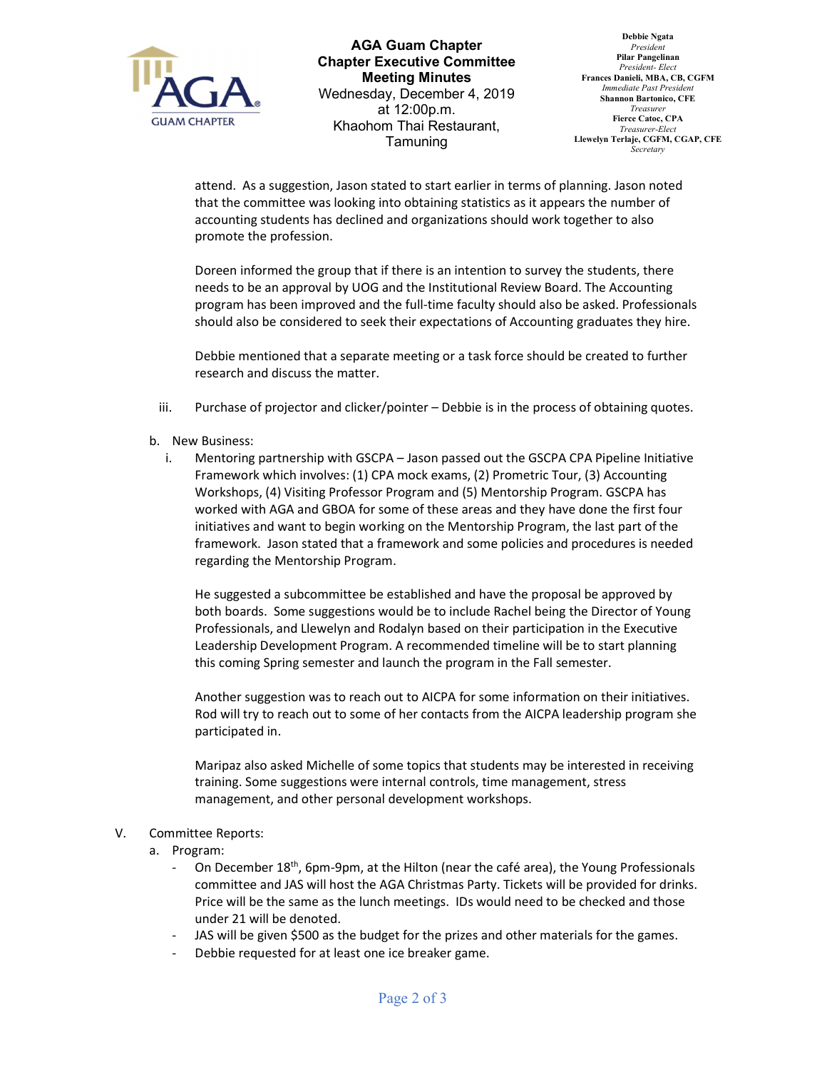attend. As a suggestion, Jason stated to start earlier in terms of planning. Jason noted that the committee was looking into obtaining statistics as it appears the number of accounting students has declined and organizations should work together to also promote the profession.

Doreen informed the group that if there is an intention to survey the students, there needs to be an approval by UOG and the Institutional Review Board. The Accounting program has been improved and the full-time faculty should also be asked. Professionals should also be considered to seek their expectations of Accounting graduates they hire.

Debbie mentioned that a separate meeting or a task force should be created to further research and discuss the matter.

iii. Purchase of projector and clicker/pointer – Debbie is in the process of obtaining quotes.

b. New Business:

i. Mentoring partnership with GSCPA – Jason passed out the GSCPA CPA Pipeline Initiative Framework which involves: (1) CPA mock exams, (2) Prometric Tour, (3) Accounting Workshops, (4) Visiting Professor Program and (5) Mentorship Program. GSCPA has worked with AGA and GBOA for some of these areas and they have done the first four initiatives and want to begin working on the Mentorship Program, the last part of the framework. Jason stated that a framework and some policies and procedures is needed regarding the Mentorship Program.

He suggested a subcommittee be established and have the proposal be approved by both boards. Some suggestions would be to include Rachel being the Director of Young Professionals, and Llewelyn and Rodalyn based on their participation in the Executive Leadership Development Program. A recommended timeline will be to start planning this coming Spring semester and launch the program in the Fall semester.

Another suggestion was to reach out to AICPA for some information on their initiatives. Rod will try to reach out to some of her contacts from the AICPA leadership program she participated in.

Maripaz also asked Michelle of some topics that students may be interested in receiving training. Some suggestions were internal controls, time management, stress management, and other personal development workshops.

V. Committee Reports:

a. Program:

- On December 18th, 6pm-9pm, at the Hilton (near the café area), the Young Professionals committee and JAS will host the AGA Christmas Party. Tickets will be provided for drinks. Price will be the same as the lunch meetings. IDs would need to be checked and those under 21 will be denoted.
- JAS will be given $500 as the budget for the prizes and other materials for the games.
- Debbie requested for at least one ice breaker game.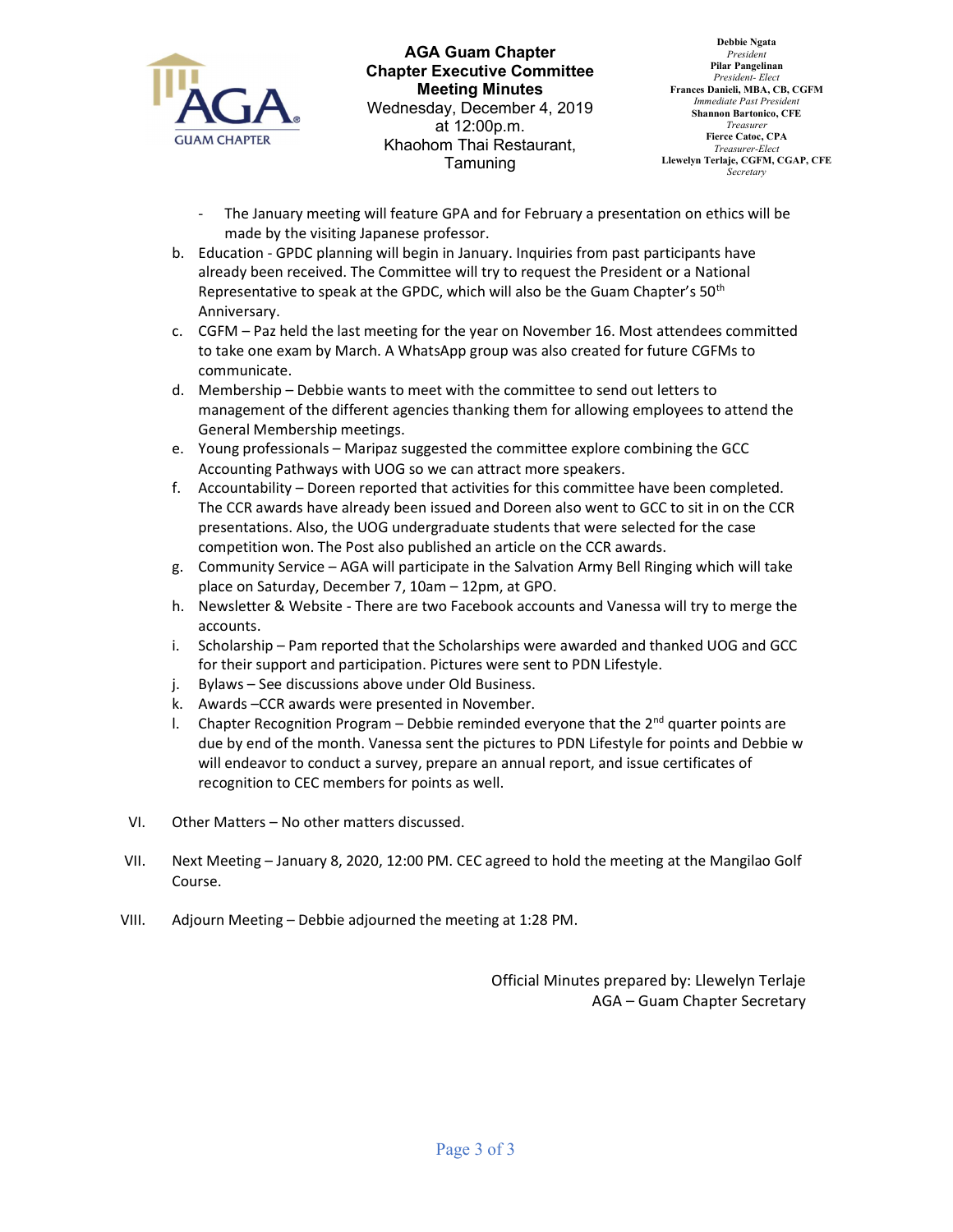- The January meeting will feature GPA and for February a presentation on ethics will be made by the visiting Japanese professor.

b. Education - GPDC planning will begin in January. Inquiries from past participants have already been received. The Committee will try to request the President or a National Representative to speak at the GPDC, which will also be the Guam Chapter's 50th Anniversary.

c. CGFM – Paz held the last meeting for the year on November 16. Most attendees committed to take one exam by March. A WhatsApp group was also created for future CGFMs to communicate.

d. Membership – Debbie wants to meet with the committee to send out letters to management of the different agencies thanking them for allowing employees to attend the General Membership meetings.

e. Young professionals – Maripaz suggested the committee explore combining the GCC Accounting Pathways with UOG so we can attract more speakers.

f. Accountability – Doreen reported that activities for this committee have been completed. The CCR awards have already been issued and Doreen also went to GCC to sit in on the CCR presentations. Also, the UOG undergraduate students that were selected for the case competition won. The Post also published an article on the CCR awards.

g. Community Service – AGA will participate in the Salvation Army Bell Ringing which will take place on Saturday, December 7, 10am – 12pm, at GPO.

h. Newsletter & Website - There are two Facebook accounts and Vanessa will try to merge the accounts.

i. Scholarship – Pam reported that the Scholarships were awarded and thanked UOG and GCC for their support and participation. Pictures were sent to PDN Lifestyle.

j. Bylaws – See discussions above under Old Business.

k. Awards –CCR awards were presented in November.

l. Chapter Recognition Program – Debbie reminded everyone that the 2nd quarter points are due by end of the month. Vanessa sent the pictures to PDN Lifestyle for points and Debbie w will endeavor to conduct a survey, prepare an annual report, and issue certificates of recognition to CEC members for points as well.

VI. Other Matters – No other matters discussed.

VII. Next Meeting – January 8, 2020, 12:00 PM. CEC agreed to hold the meeting at the Mangilao Golf Course.

VIII. Adjourn Meeting – Debbie adjourned the meeting at 1:28 PM.

Official Minutes prepared by: Llewelyn Terlaje
AGA – Guam Chapter Secretary